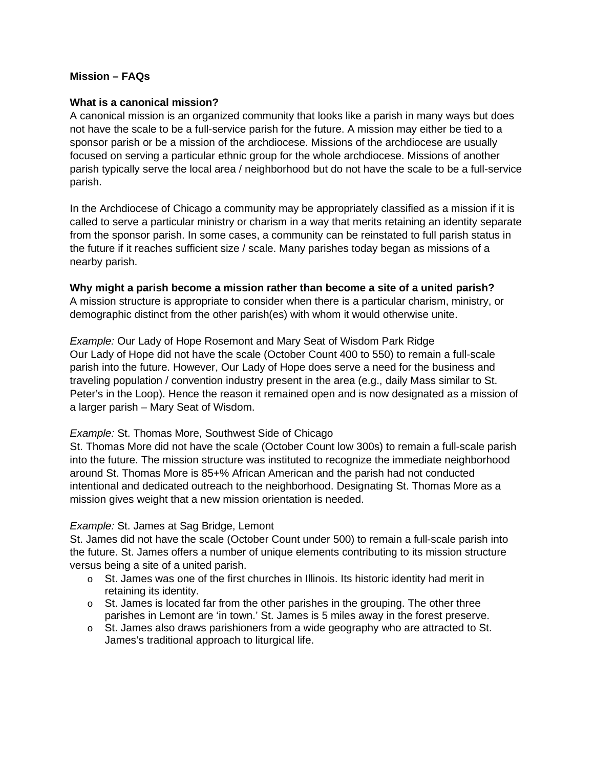**Mission – FAQs**

**What is a canonical mission?**

A canonical mission is an organized community that looks like a parish in many ways but does not have the scale to be a full-service parish for the future. A mission may either be tied to a sponsor parish or be a mission of the archdiocese. Missions of the archdiocese are usually focused on serving a particular ethnic group for the whole archdiocese. Missions of another parish typically serve the local area / neighborhood but do not have the scale to be a full-service parish.

In the Archdiocese of Chicago a community may be appropriately classified as a mission if it is called to serve a particular ministry or charism in a way that merits retaining an identity separate from the sponsor parish. In some cases, a community can be reinstated to full parish status in the future if it reaches sufficient size / scale. Many parishes today began as missions of a nearby parish.

**Why might a parish become a mission rather than become a site of a united parish?**

A mission structure is appropriate to consider when there is a particular charism, ministry, or demographic distinct from the other parish(es) with whom it would otherwise unite.

*Example:* Our Lady of Hope Rosemont and Mary Seat of Wisdom Park Ridge

Our Lady of Hope did not have the scale (October Count 400 to 550) to remain a full-scale parish into the future. However, Our Lady of Hope does serve a need for the business and traveling population / convention industry present in the area (e.g., daily Mass similar to St. Peter's in the Loop). Hence the reason it remained open and is now designated as a mission of a larger parish – Mary Seat of Wisdom.

*Example:* St. Thomas More, Southwest Side of Chicago

St. Thomas More did not have the scale (October Count low 300s) to remain a full-scale parish into the future. The mission structure was instituted to recognize the immediate neighborhood around St. Thomas More is 85+% African American and the parish had not conducted intentional and dedicated outreach to the neighborhood. Designating St. Thomas More as a mission gives weight that a new mission orientation is needed.

*Example:* St. James at Sag Bridge, Lemont

St. James did not have the scale (October Count under 500) to remain a full-scale parish into the future. St. James offers a number of unique elements contributing to its mission structure versus being a site of a united parish.

- St. James was one of the first churches in Illinois. Its historic identity had merit in retaining its identity.
- St. James is located far from the other parishes in the grouping. The other three parishes in Lemont are 'in town.' St. James is 5 miles away in the forest preserve.
- St. James also draws parishioners from a wide geography who are attracted to St. James's traditional approach to liturgical life.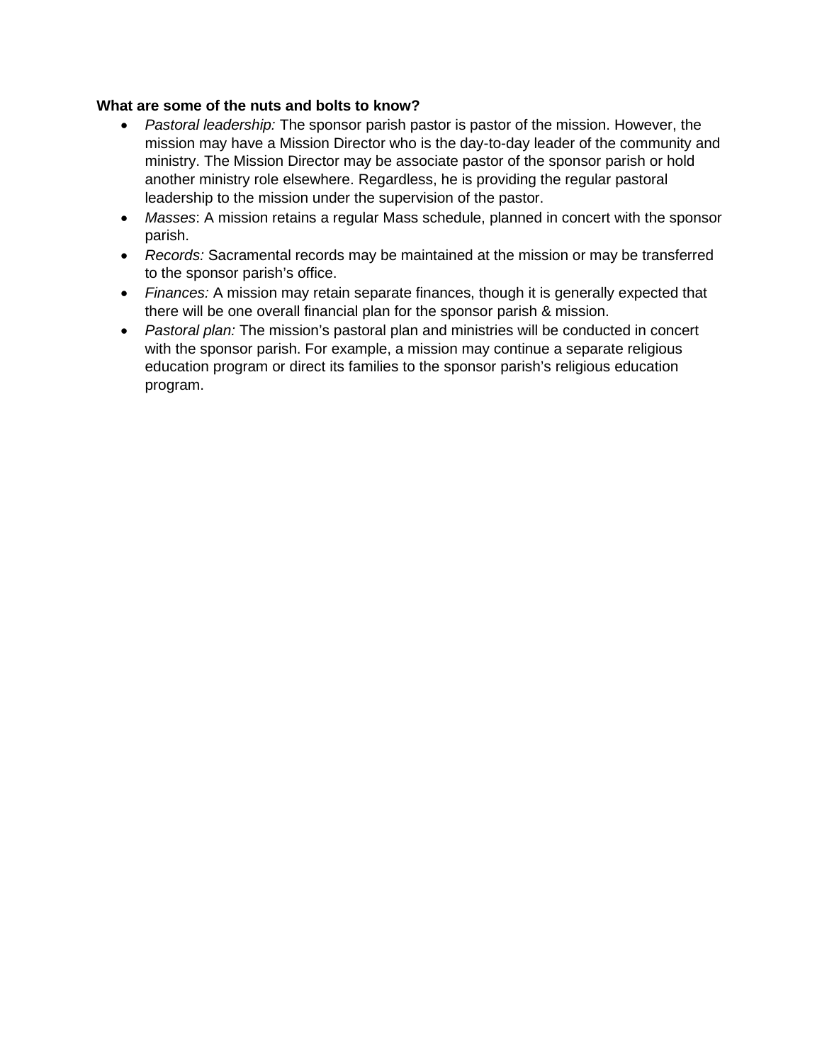**What are some of the nuts and bolts to know?**

- *Pastoral leadership:* The sponsor parish pastor is pastor of the mission. However, the mission may have a Mission Director who is the day-to-day leader of the community and ministry. The Mission Director may be associate pastor of the sponsor parish or hold another ministry role elsewhere. Regardless, he is providing the regular pastoral leadership to the mission under the supervision of the pastor.
- *Masses*: A mission retains a regular Mass schedule, planned in concert with the sponsor parish.
- *Records:* Sacramental records may be maintained at the mission or may be transferred to the sponsor parish's office.
- *Finances:* A mission may retain separate finances, though it is generally expected that there will be one overall financial plan for the sponsor parish & mission.
- *Pastoral plan:* The mission's pastoral plan and ministries will be conducted in concert with the sponsor parish. For example, a mission may continue a separate religious education program or direct its families to the sponsor parish's religious education program.